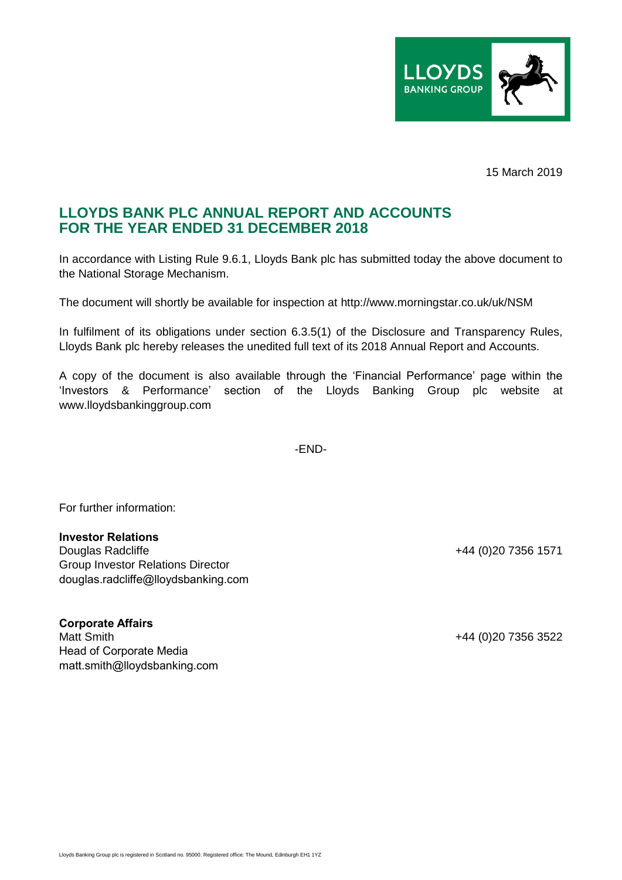15 March 2019

# LLOYDS BANK PLC ANNUAL REPORT AND ACCOUNTS FOR THE YEAR ENDED 31 DECEMBER 2018

In accordance with Listing Rule 9.6.1, Lloyds Bank plc has submitted today the above document to the National Storage Mechanism.

The document will shortly be available for inspection at http://www.morningstar.co.uk/uk/NSM

In fulfilment of its obligations under section 6.3.5(1) of the Disclosure and Transparency Rules, Lloyds Bank plc hereby releases the unedited full text of its 2018 Annual Report and Accounts.

A copy of the document is also available through the 'Financial Performance' page within the 'Investors & Performance' section of the Lloyds Banking Group plc website at www.lloydsbankinggroup.com

-END-

For further information:

**Investor Relations**
Douglas Radcliffe — +44 (0)20 7356 1571
Group Investor Relations Director
douglas.radcliffe@lloydsbanking.com

**Corporate Affairs**
Matt Smith — +44 (0)20 7356 3522
Head of Corporate Media
matt.smith@lloydsbanking.com

Lloyds Banking Group plc is registered in Scotland no. 95000. Registered office: The Mound, Edinburgh EH1 1YZ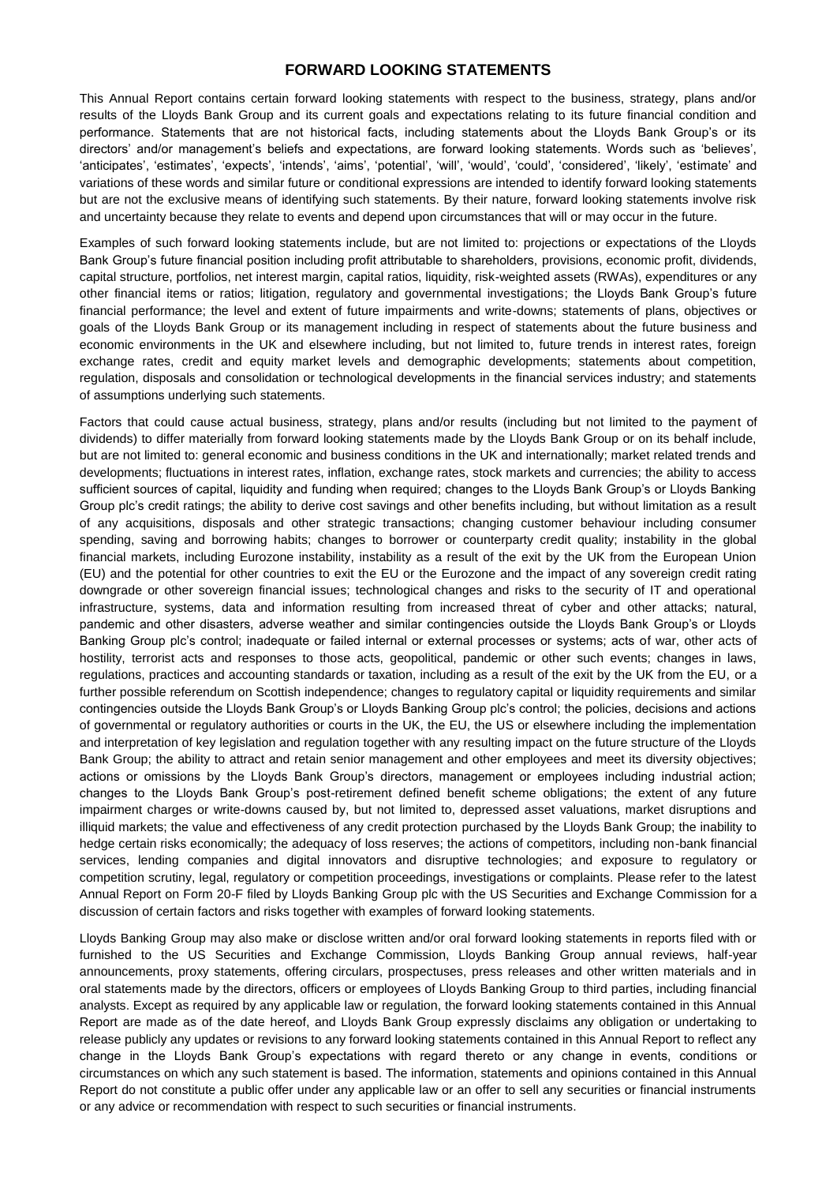## FORWARD LOOKING STATEMENTS

This Annual Report contains certain forward looking statements with respect to the business, strategy, plans and/or results of the Lloyds Bank Group and its current goals and expectations relating to its future financial condition and performance. Statements that are not historical facts, including statements about the Lloyds Bank Group's or its directors' and/or management's beliefs and expectations, are forward looking statements. Words such as 'believes', 'anticipates', 'estimates', 'expects', 'intends', 'aims', 'potential', 'will', 'would', 'could', 'considered', 'likely', 'estimate' and variations of these words and similar future or conditional expressions are intended to identify forward looking statements but are not the exclusive means of identifying such statements. By their nature, forward looking statements involve risk and uncertainty because they relate to events and depend upon circumstances that will or may occur in the future.

Examples of such forward looking statements include, but are not limited to: projections or expectations of the Lloyds Bank Group's future financial position including profit attributable to shareholders, provisions, economic profit, dividends, capital structure, portfolios, net interest margin, capital ratios, liquidity, risk-weighted assets (RWAs), expenditures or any other financial items or ratios; litigation, regulatory and governmental investigations; the Lloyds Bank Group's future financial performance; the level and extent of future impairments and write-downs; statements of plans, objectives or goals of the Lloyds Bank Group or its management including in respect of statements about the future business and economic environments in the UK and elsewhere including, but not limited to, future trends in interest rates, foreign exchange rates, credit and equity market levels and demographic developments; statements about competition, regulation, disposals and consolidation or technological developments in the financial services industry; and statements of assumptions underlying such statements.

Factors that could cause actual business, strategy, plans and/or results (including but not limited to the payment of dividends) to differ materially from forward looking statements made by the Lloyds Bank Group or on its behalf include, but are not limited to: general economic and business conditions in the UK and internationally; market related trends and developments; fluctuations in interest rates, inflation, exchange rates, stock markets and currencies; the ability to access sufficient sources of capital, liquidity and funding when required; changes to the Lloyds Bank Group's or Lloyds Banking Group plc's credit ratings; the ability to derive cost savings and other benefits including, but without limitation as a result of any acquisitions, disposals and other strategic transactions; changing customer behaviour including consumer spending, saving and borrowing habits; changes to borrower or counterparty credit quality; instability in the global financial markets, including Eurozone instability, instability as a result of the exit by the UK from the European Union (EU) and the potential for other countries to exit the EU or the Eurozone and the impact of any sovereign credit rating downgrade or other sovereign financial issues; technological changes and risks to the security of IT and operational infrastructure, systems, data and information resulting from increased threat of cyber and other attacks; natural, pandemic and other disasters, adverse weather and similar contingencies outside the Lloyds Bank Group's or Lloyds Banking Group plc's control; inadequate or failed internal or external processes or systems; acts of war, other acts of hostility, terrorist acts and responses to those acts, geopolitical, pandemic or other such events; changes in laws, regulations, practices and accounting standards or taxation, including as a result of the exit by the UK from the EU, or a further possible referendum on Scottish independence; changes to regulatory capital or liquidity requirements and similar contingencies outside the Lloyds Bank Group's or Lloyds Banking Group plc's control; the policies, decisions and actions of governmental or regulatory authorities or courts in the UK, the EU, the US or elsewhere including the implementation and interpretation of key legislation and regulation together with any resulting impact on the future structure of the Lloyds Bank Group; the ability to attract and retain senior management and other employees and meet its diversity objectives; actions or omissions by the Lloyds Bank Group's directors, management or employees including industrial action; changes to the Lloyds Bank Group's post-retirement defined benefit scheme obligations; the extent of any future impairment charges or write-downs caused by, but not limited to, depressed asset valuations, market disruptions and illiquid markets; the value and effectiveness of any credit protection purchased by the Lloyds Bank Group; the inability to hedge certain risks economically; the adequacy of loss reserves; the actions of competitors, including non-bank financial services, lending companies and digital innovators and disruptive technologies; and exposure to regulatory or competition scrutiny, legal, regulatory or competition proceedings, investigations or complaints. Please refer to the latest Annual Report on Form 20-F filed by Lloyds Banking Group plc with the US Securities and Exchange Commission for a discussion of certain factors and risks together with examples of forward looking statements.

Lloyds Banking Group may also make or disclose written and/or oral forward looking statements in reports filed with or furnished to the US Securities and Exchange Commission, Lloyds Banking Group annual reviews, half-year announcements, proxy statements, offering circulars, prospectuses, press releases and other written materials and in oral statements made by the directors, officers or employees of Lloyds Banking Group to third parties, including financial analysts. Except as required by any applicable law or regulation, the forward looking statements contained in this Annual Report are made as of the date hereof, and Lloyds Bank Group expressly disclaims any obligation or undertaking to release publicly any updates or revisions to any forward looking statements contained in this Annual Report to reflect any change in the Lloyds Bank Group's expectations with regard thereto or any change in events, conditions or circumstances on which any such statement is based. The information, statements and opinions contained in this Annual Report do not constitute a public offer under any applicable law or an offer to sell any securities or financial instruments or any advice or recommendation with respect to such securities or financial instruments.